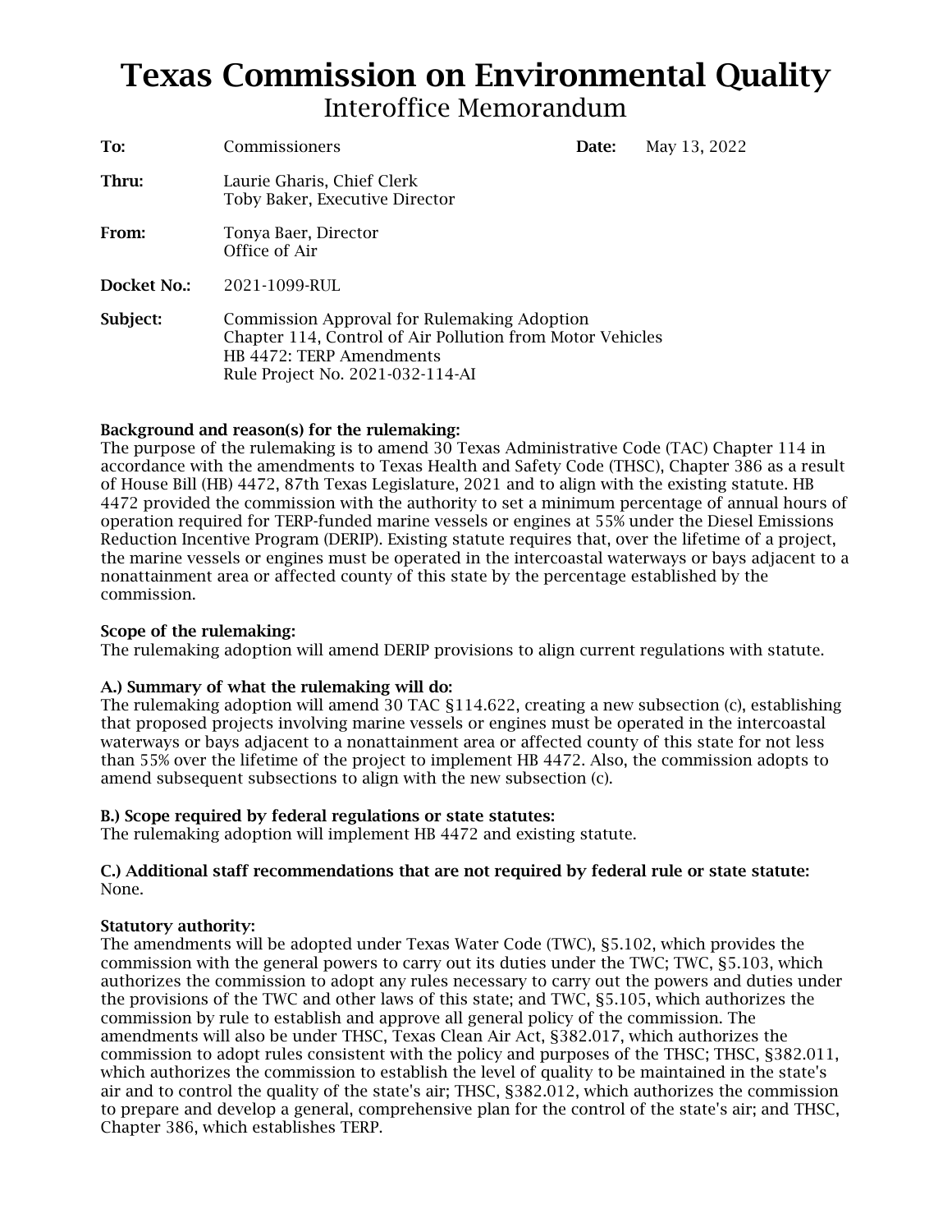# Texas Commission on Environmental Quality

## Interoffice Memorandum

**To:** Commissioners **Date:** May 13, 2022

**Thru:** Laurie Gharis, Chief Clerk
Toby Baker, Executive Director

**From:** Tonya Baer, Director
Office of Air

**Docket No.:** 2021-1099-RUL

**Subject:** Commission Approval for Rulemaking Adoption
Chapter 114, Control of Air Pollution from Motor Vehicles
HB 4472: TERP Amendments
Rule Project No. 2021-032-114-AI

**Background and reason(s) for the rulemaking:**
The purpose of the rulemaking is to amend 30 Texas Administrative Code (TAC) Chapter 114 in accordance with the amendments to Texas Health and Safety Code (THSC), Chapter 386 as a result of House Bill (HB) 4472, 87th Texas Legislature, 2021 and to align with the existing statute. HB 4472 provided the commission with the authority to set a minimum percentage of annual hours of operation required for TERP-funded marine vessels or engines at 55% under the Diesel Emissions Reduction Incentive Program (DERIP). Existing statute requires that, over the lifetime of a project, the marine vessels or engines must be operated in the intercoastal waterways or bays adjacent to a nonattainment area or affected county of this state by the percentage established by the commission.

**Scope of the rulemaking:**
The rulemaking adoption will amend DERIP provisions to align current regulations with statute.

**A.) Summary of what the rulemaking will do:**
The rulemaking adoption will amend 30 TAC §114.622, creating a new subsection (c), establishing that proposed projects involving marine vessels or engines must be operated in the intercoastal waterways or bays adjacent to a nonattainment area or affected county of this state for not less than 55% over the lifetime of the project to implement HB 4472. Also, the commission adopts to amend subsequent subsections to align with the new subsection (c).

**B.) Scope required by federal regulations or state statutes:**
The rulemaking adoption will implement HB 4472 and existing statute.

**C.) Additional staff recommendations that are not required by federal rule or state statute:**
None.

**Statutory authority:**
The amendments will be adopted under Texas Water Code (TWC), §5.102, which provides the commission with the general powers to carry out its duties under the TWC; TWC, §5.103, which authorizes the commission to adopt any rules necessary to carry out the powers and duties under the provisions of the TWC and other laws of this state; and TWC, §5.105, which authorizes the commission by rule to establish and approve all general policy of the commission. The amendments will also be under THSC, Texas Clean Air Act, §382.017, which authorizes the commission to adopt rules consistent with the policy and purposes of the THSC; THSC, §382.011, which authorizes the commission to establish the level of quality to be maintained in the state's air and to control the quality of the state's air; THSC, §382.012, which authorizes the commission to prepare and develop a general, comprehensive plan for the control of the state's air; and THSC, Chapter 386, which establishes TERP.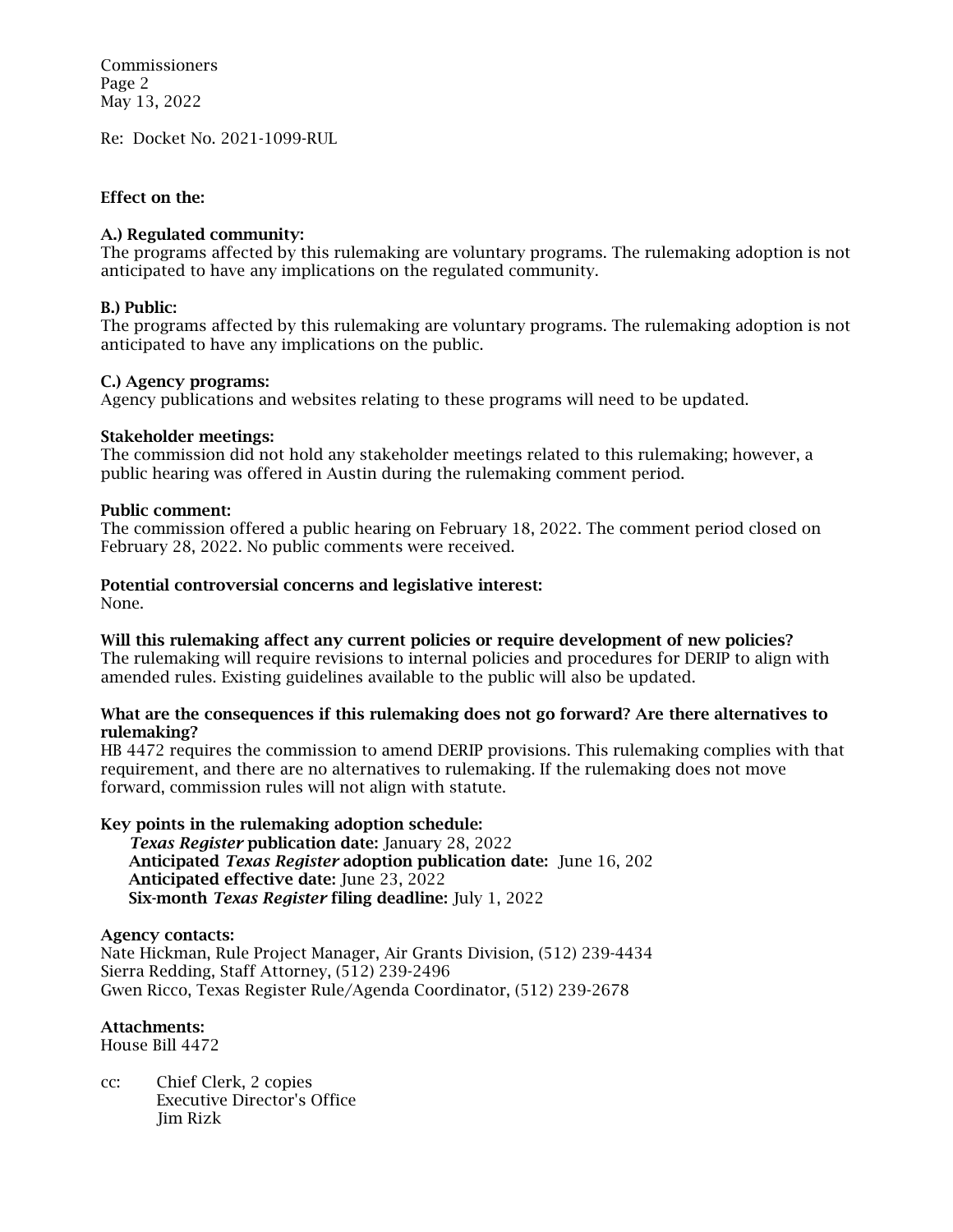Re: Docket No. 2021-1099-RUL

**Effect on the:**

**A.) Regulated community:**
The programs affected by this rulemaking are voluntary programs. The rulemaking adoption is not anticipated to have any implications on the regulated community.

**B.) Public:**
The programs affected by this rulemaking are voluntary programs. The rulemaking adoption is not anticipated to have any implications on the public.

**C.) Agency programs:**
Agency publications and websites relating to these programs will need to be updated.

**Stakeholder meetings:**
The commission did not hold any stakeholder meetings related to this rulemaking; however, a public hearing was offered in Austin during the rulemaking comment period.

**Public comment:**
The commission offered a public hearing on February 18, 2022. The comment period closed on February 28, 2022. No public comments were received.

**Potential controversial concerns and legislative interest:**
None.

**Will this rulemaking affect any current policies or require development of new policies?**
The rulemaking will require revisions to internal policies and procedures for DERIP to align with amended rules. Existing guidelines available to the public will also be updated.

**What are the consequences if this rulemaking does not go forward? Are there alternatives to rulemaking?**
HB 4472 requires the commission to amend DERIP provisions. This rulemaking complies with that requirement, and there are no alternatives to rulemaking. If the rulemaking does not move forward, commission rules will not align with statute.

**Key points in the rulemaking adoption schedule:**

- ***Texas Register* publication date:** January 28, 2022
- **Anticipated *Texas Register* adoption publication date:** June 16, 202
- **Anticipated effective date:** June 23, 2022
- **Six-month *Texas Register* filing deadline:** July 1, 2022

**Agency contacts:**
Nate Hickman, Rule Project Manager, Air Grants Division, (512) 239-4434
Sierra Redding, Staff Attorney, (512) 239-2496
Gwen Ricco, Texas Register Rule/Agenda Coordinator, (512) 239-2678

**Attachments:**
House Bill 4472

cc: Chief Clerk, 2 copies
Executive Director's Office
Jim Rizk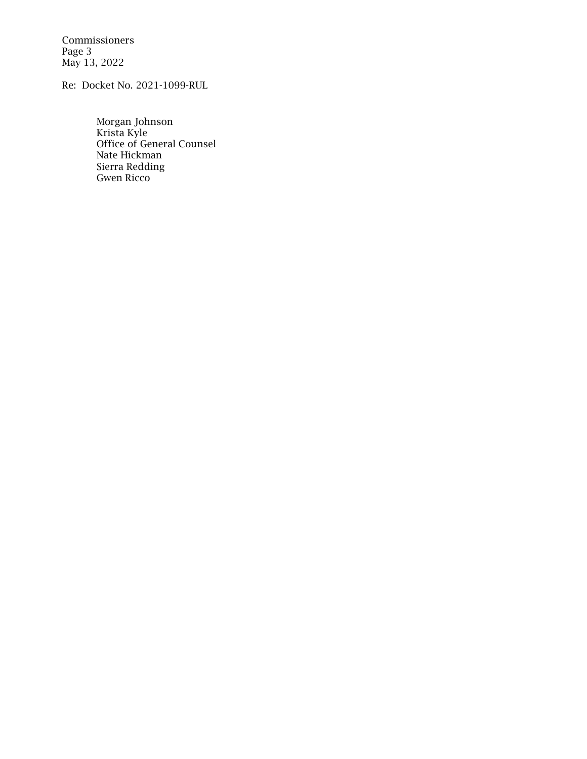Morgan Johnson
Krista Kyle
Office of General Counsel
Nate Hickman
Sierra Redding
Gwen Ricco